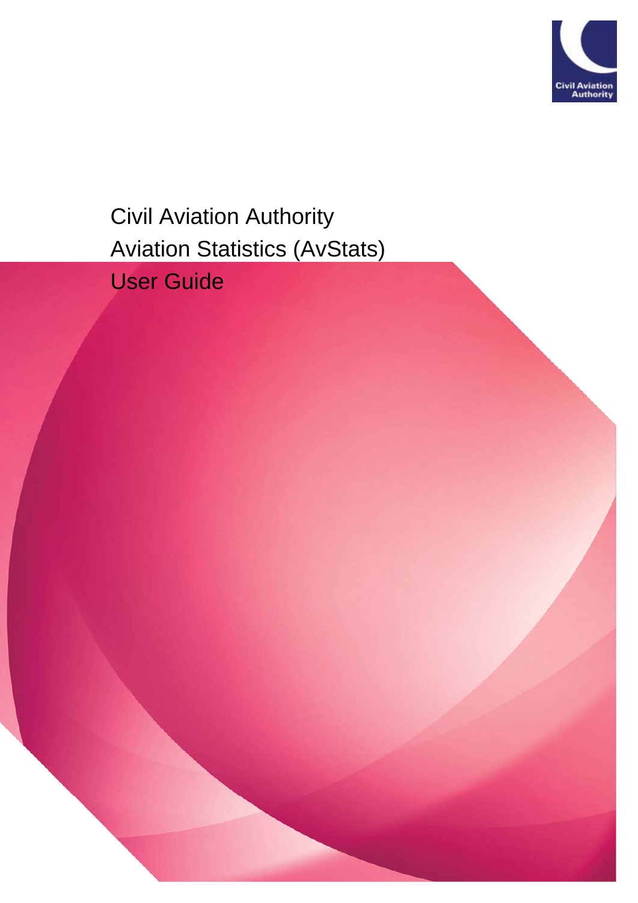Civil Aviation Authority

# Civil Aviation Authority
# Aviation Statistics (AvStats)
# User Guide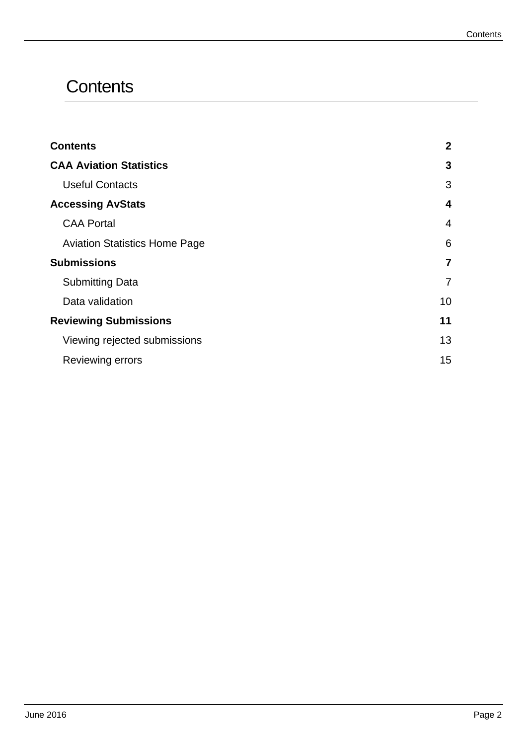# Contents

| | |
|---|---|
| **Contents** | **2** |
| **CAA Aviation Statistics** | **3** |
| Useful Contacts | 3 |
| **Accessing AvStats** | **4** |
| CAA Portal | 4 |
| Aviation Statistics Home Page | 6 |
| **Submissions** | **7** |
| Submitting Data | 7 |
| Data validation | 10 |
| **Reviewing Submissions** | **11** |
| Viewing rejected submissions | 13 |
| Reviewing errors | 15 |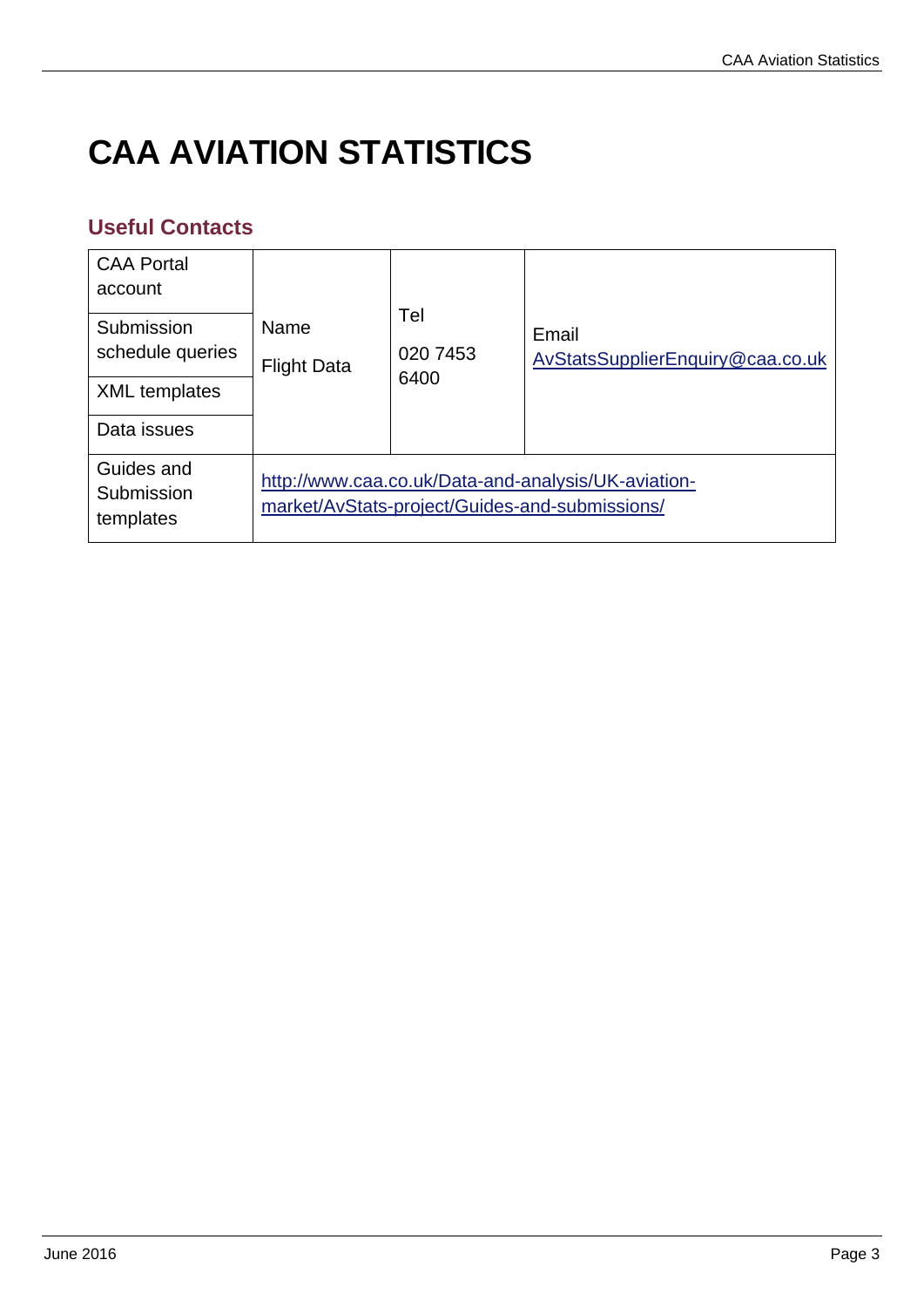# CAA AVIATION STATISTICS

## Useful Contacts

| | | | |
|---|---|---|---|
| CAA Portal account<br>Submission schedule queries<br>XML templates<br>Data issues | Name<br>Flight Data | Tel<br>020 7453 6400 | Email<br>AvStatsSupplierEnquiry@caa.co.uk |
| Guides and Submission templates | http://www.caa.co.uk/Data-and-analysis/UK-aviation-market/AvStats-project/Guides-and-submissions/ | | |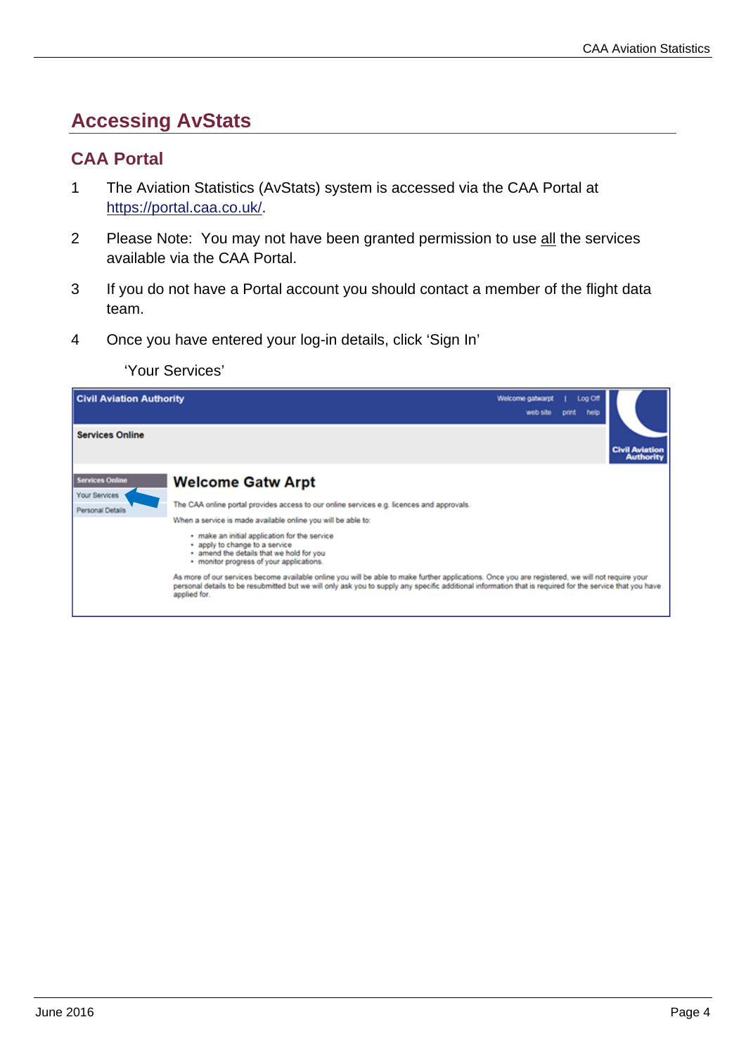# Accessing AvStats

## CAA Portal

1 The Aviation Statistics (AvStats) system is accessed via the CAA Portal at https://portal.caa.co.uk/.

2 Please Note: You may not have been granted permission to use all the services available via the CAA Portal.

3 If you do not have a Portal account you should contact a member of the flight data team.

4 Once you have entered your log-in details, click 'Sign In'

'Your Services'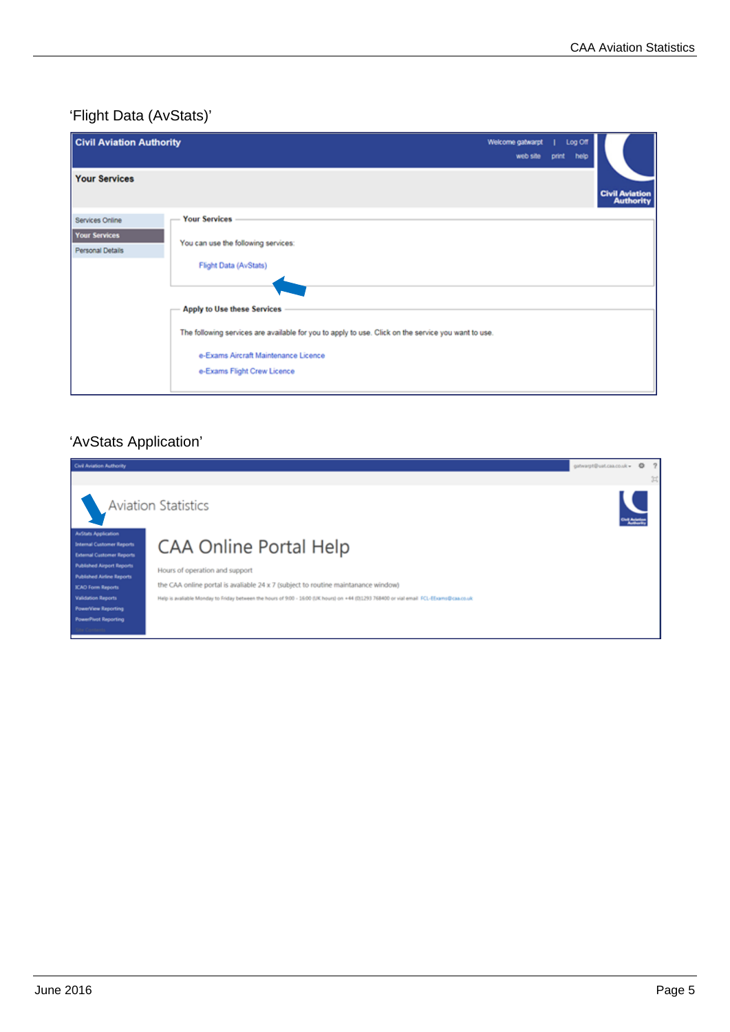‘Flight Data (AvStats)’

**Civil Aviation Authority**

Welcome gatwarpt | Log Off
web site print help

**Your Services**

- Services Online
- Your Services
- Personal Details

**Your Services**

You can use the following services:

Flight Data (AvStats)

**Apply to Use these Services**

The following services are available for you to apply to use. Click on the service you want to use.

e-Exams Aircraft Maintenance Licence
e-Exams Flight Crew Licence

‘AvStats Application’

Civil Aviation Authority

Aviation Statistics

- AvStats Application
- Internal Customer Reports
- External Customer Reports
- Published Airport Reports
- Published Airline Reports
- ICAO Form Reports
- Validation Reports
- PowerView Reporting
- PowerPivot Reporting

CAA Online Portal Help

Hours of operation and support

the CAA online portal is avaliable 24 x 7 (subject to routine maintanance window)

Help is available Monday to Friday between the hours of 9:00 - 16:00 (UK hours) on +44 (0)1293 768400 or via email FCL-EExams@caa.co.uk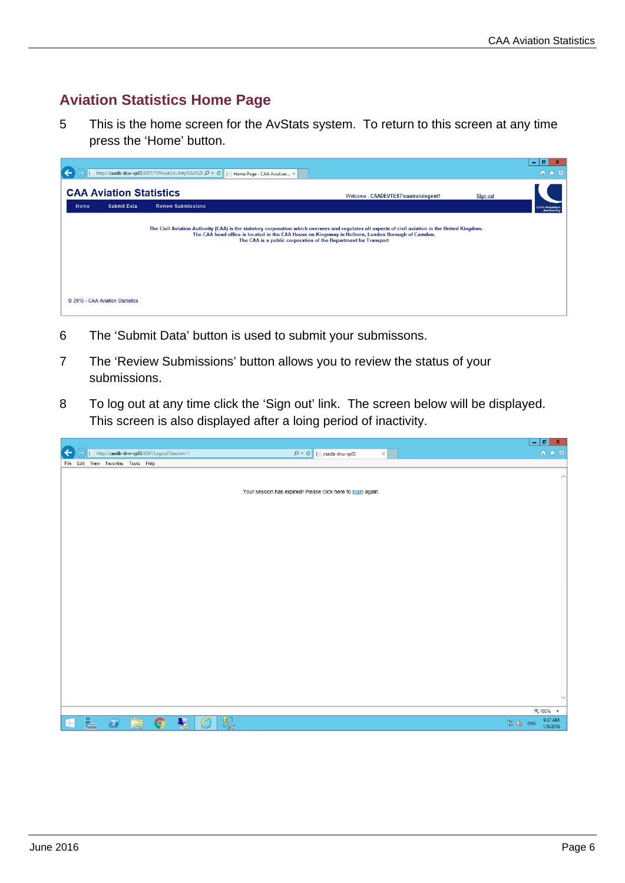## Aviation Statistics Home Page

5 This is the home screen for the AvStats system. To return to this screen at any time press the 'Home' button.

6 The 'Submit Data' button is used to submit your submissons.

7 The 'Review Submissions' button allows you to review the status of your submissions.

8 To log out at any time click the 'Sign out' link. The screen below will be displayed. This screen is also displayed after a loing period of inactivity.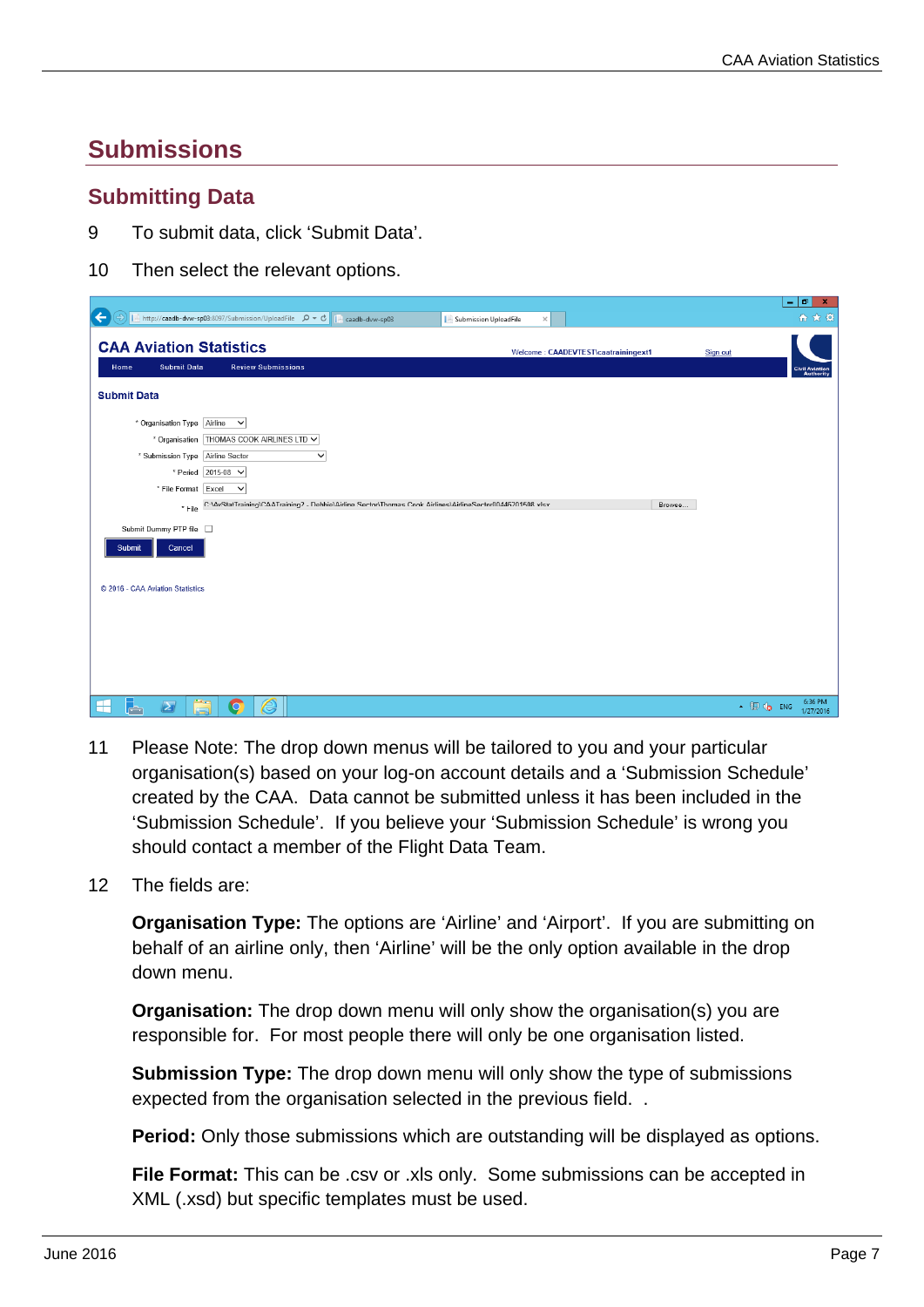# Submissions

## Submitting Data

9 To submit data, click ‘Submit Data’.

10 Then select the relevant options.

11 Please Note: The drop down menus will be tailored to you and your particular organisation(s) based on your log-on account details and a ‘Submission Schedule’ created by the CAA. Data cannot be submitted unless it has been included in the ‘Submission Schedule’. If you believe your ‘Submission Schedule’ is wrong you should contact a member of the Flight Data Team.

12 The fields are:

**Organisation Type:** The options are ‘Airline’ and ‘Airport’. If you are submitting on behalf of an airline only, then ‘Airline’ will be the only option available in the drop down menu.

**Organisation:** The drop down menu will only show the organisation(s) you are responsible for. For most people there will only be one organisation listed.

**Submission Type:** The drop down menu will only show the type of submissions expected from the organisation selected in the previous field. .

**Period:** Only those submissions which are outstanding will be displayed as options.

**File Format:** This can be .csv or .xls only. Some submissions can be accepted in XML (.xsd) but specific templates must be used.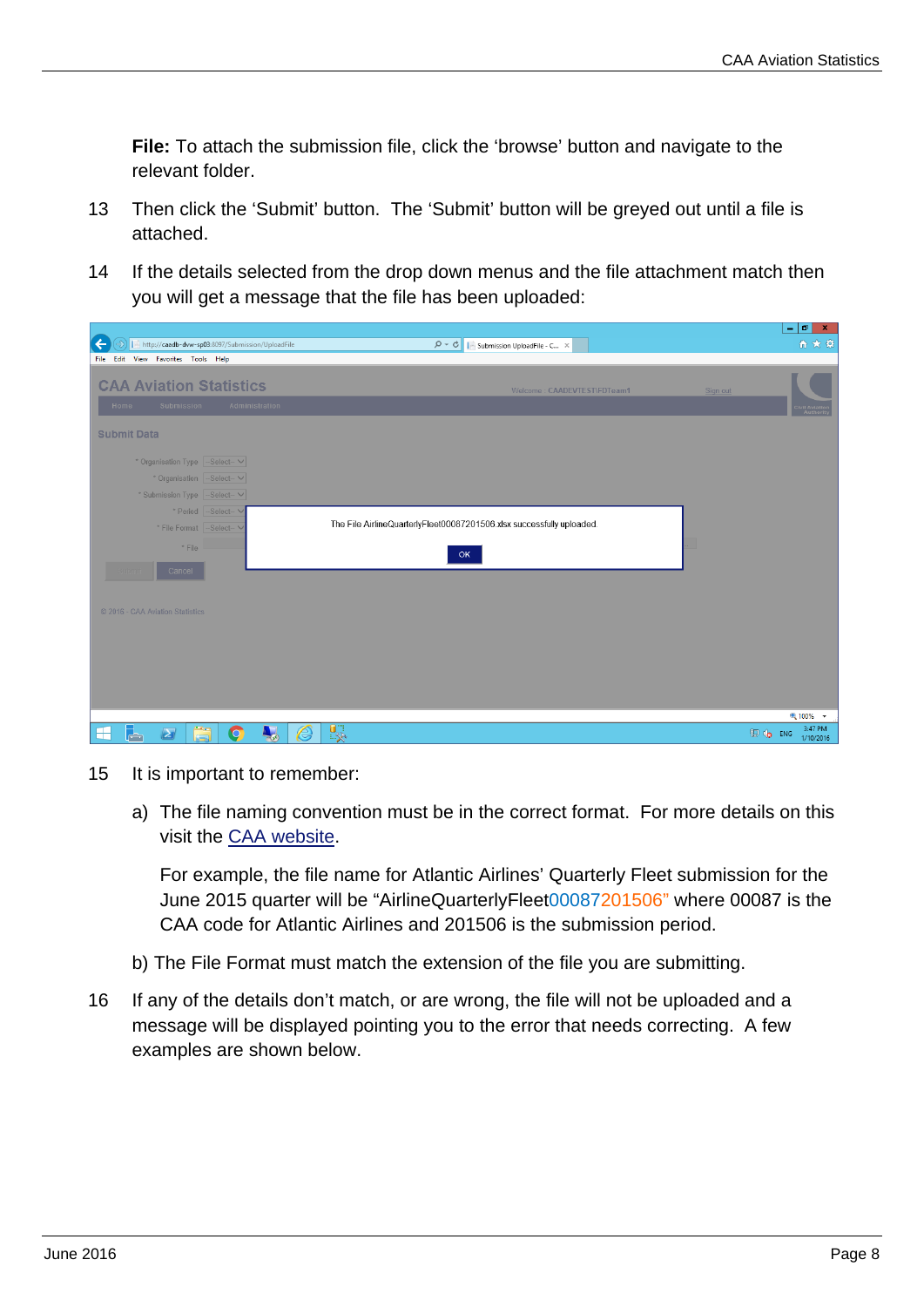**File:** To attach the submission file, click the 'browse' button and navigate to the relevant folder.

13 Then click the 'Submit' button. The 'Submit' button will be greyed out until a file is attached.

14 If the details selected from the drop down menus and the file attachment match then you will get a message that the file has been uploaded:

15 It is important to remember:

a) The file naming convention must be in the correct format. For more details on this visit the [CAA website](CAA website).

For example, the file name for Atlantic Airlines' Quarterly Fleet submission for the June 2015 quarter will be "AirlineQuarterlyFleet00087201506" where 00087 is the CAA code for Atlantic Airlines and 201506 is the submission period.

b) The File Format must match the extension of the file you are submitting.

16 If any of the details don't match, or are wrong, the file will not be uploaded and a message will be displayed pointing you to the error that needs correcting. A few examples are shown below.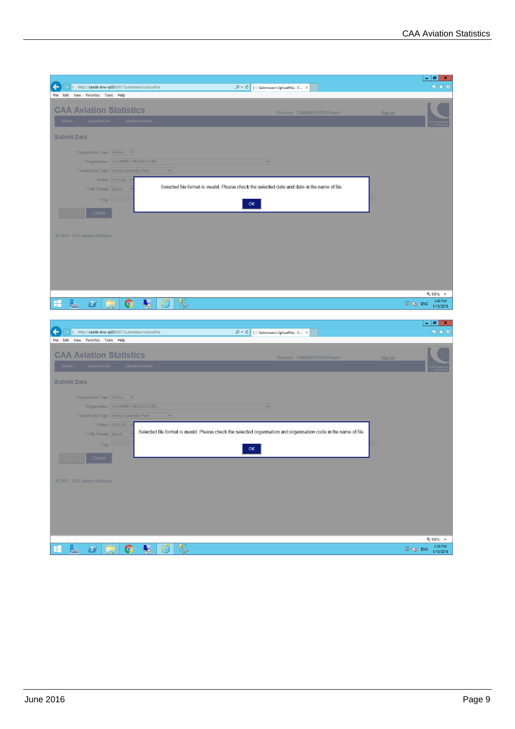CAA Aviation Statistics

Submit Data

* Organisation Type: Airline

* Organisation: ATLANTIC AIRLINES LTD

* Submission Type: Airline Quarterly Fleet

* Period: 2015-06

* File Format: Excel

* File

Cancel

Selected file format is invalid. Please check the selected date and date in the name of file.

OK

© 2016 - CAA Aviation Statistics

CAA Aviation Statistics

Submit Data

* Organisation Type: Airline

* Organisation: ATLANTIC AIRLINES LTD

* Submission Type: Airline Quarterly Fleet

* Period: 2015-06

* File Format: Excel

* File

Cancel

Selected file format is invalid. Please check the selected organisation and organisation code in the name of file.

OK

© 2016 - CAA Aviation Statistics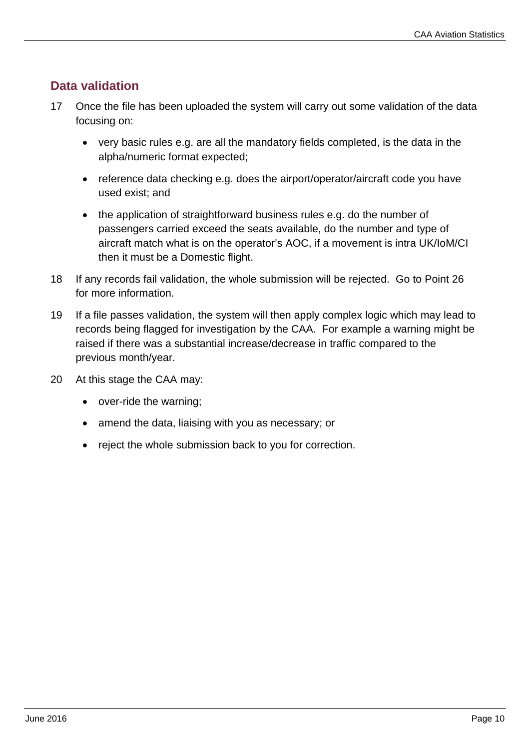## Data validation

17 Once the file has been uploaded the system will carry out some validation of the data focusing on:

- very basic rules e.g. are all the mandatory fields completed, is the data in the alpha/numeric format expected;
- reference data checking e.g. does the airport/operator/aircraft code you have used exist; and
- the application of straightforward business rules e.g. do the number of passengers carried exceed the seats available, do the number and type of aircraft match what is on the operator's AOC, if a movement is intra UK/IoM/CI then it must be a Domestic flight.

18 If any records fail validation, the whole submission will be rejected. Go to Point 26 for more information.

19 If a file passes validation, the system will then apply complex logic which may lead to records being flagged for investigation by the CAA. For example a warning might be raised if there was a substantial increase/decrease in traffic compared to the previous month/year.

20 At this stage the CAA may:

- over-ride the warning;
- amend the data, liaising with you as necessary; or
- reject the whole submission back to you for correction.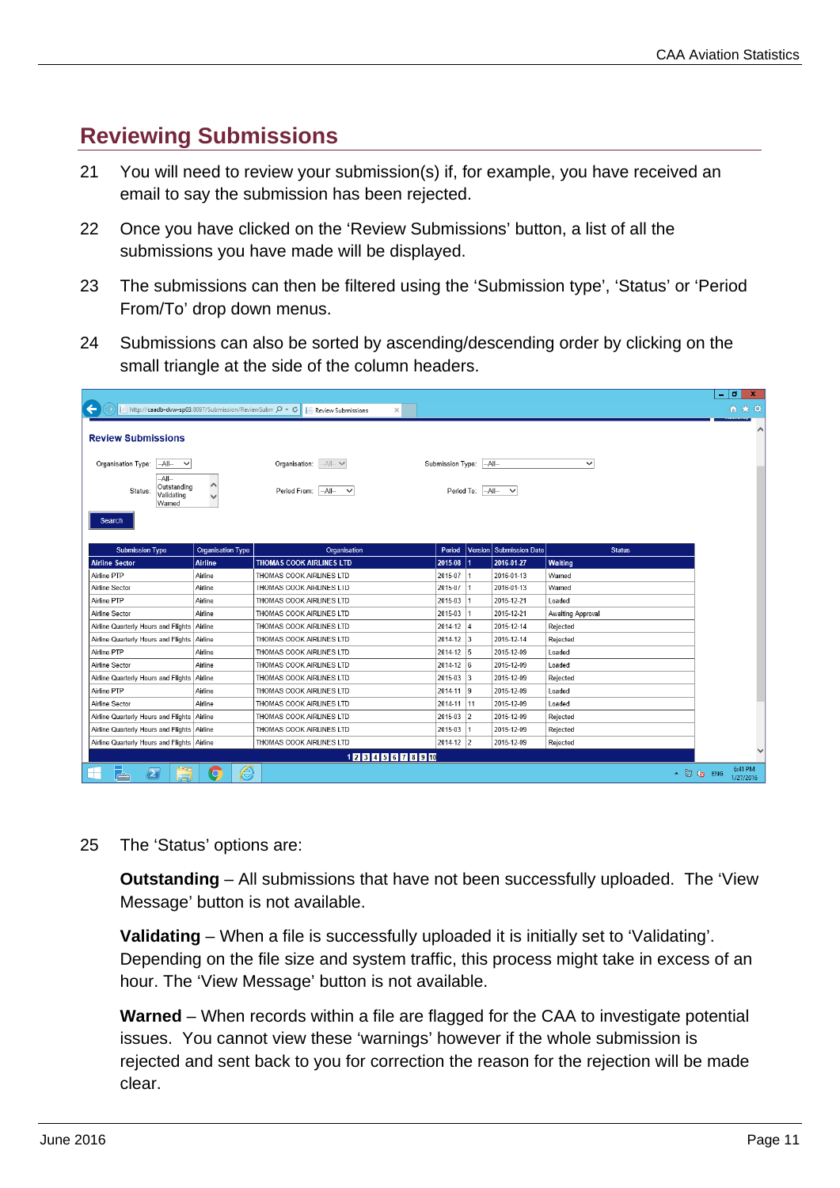## Reviewing Submissions

21 You will need to review your submission(s) if, for example, you have received an email to say the submission has been rejected.

22 Once you have clicked on the 'Review Submissions' button, a list of all the submissions you have made will be displayed.

23 The submissions can then be filtered using the 'Submission type', 'Status' or 'Period From/To' drop down menus.

24 Submissions can also be sorted by ascending/descending order by clicking on the small triangle at the side of the column headers.

**Review Submissions**

Organisation Type: --All-- Organisation: --All-- Submission Type: --All--

Status: --All-- / Outstanding / Validating / Warned Period From: --All-- Period To: --All--

Search

| Submission Type | Organisation Type | Organisation | Period | Version | Submission Date | Status |
|---|---|---|---|---|---|---|
| Airline Sector | Airline | THOMAS COOK AIRLINES LTD | 2015-08 | 1 | 2016-01-27 | Waiting |
| Airline PTP | Airline | THOMAS COOK AIRLINES LTD | 2015-07 | 1 | 2016-01-13 | Warned |
| Airline Sector | Airline | THOMAS COOK AIRLINES LTD | 2015-07 | 1 | 2016-01-13 | Warned |
| Airline PTP | Airline | THOMAS COOK AIRLINES LTD | 2015-03 | 1 | 2015-12-21 | Loaded |
| Airline Sector | Airline | THOMAS COOK AIRLINES LTD | 2015-03 | 1 | 2015-12-21 | Awaiting Approval |
| Airline Quarterly Hours and Flights | Airline | THOMAS COOK AIRLINES LTD | 2014-12 | 4 | 2015-12-14 | Rejected |
| Airline Quarterly Hours and Flights | Airline | THOMAS COOK AIRLINES LTD | 2014-12 | 3 | 2015-12-14 | Rejected |
| Airline PTP | Airline | THOMAS COOK AIRLINES LTD | 2014-12 | 5 | 2015-12-09 | Loaded |
| Airline Sector | Airline | THOMAS COOK AIRLINES LTD | 2014-12 | 6 | 2015-12-09 | Loaded |
| Airline Quarterly Hours and Flights | Airline | THOMAS COOK AIRLINES LTD | 2015-03 | 3 | 2015-12-09 | Rejected |
| Airline PTP | Airline | THOMAS COOK AIRLINES LTD | 2014-11 | 9 | 2015-12-09 | Loaded |
| Airline Sector | Airline | THOMAS COOK AIRLINES LTD | 2014-11 | 11 | 2015-12-09 | Loaded |
| Airline Quarterly Hours and Flights | Airline | THOMAS COOK AIRLINES LTD | 2015-03 | 2 | 2015-12-09 | Rejected |
| Airline Quarterly Hours and Flights | Airline | THOMAS COOK AIRLINES LTD | 2015-03 | 1 | 2015-12-09 | Rejected |
| Airline Quarterly Hours and Flights | Airline | THOMAS COOK AIRLINES LTD | 2014-12 | 2 | 2015-12-09 | Rejected |

1 2 3 4 5 6 7 8 9 10

25 The 'Status' options are:

**Outstanding** – All submissions that have not been successfully uploaded. The 'View Message' button is not available.

**Validating** – When a file is successfully uploaded it is initially set to 'Validating'. Depending on the file size and system traffic, this process might take in excess of an hour. The 'View Message' button is not available.

**Warned** – When records within a file are flagged for the CAA to investigate potential issues. You cannot view these 'warnings' however if the whole submission is rejected and sent back to you for correction the reason for the rejection will be made clear.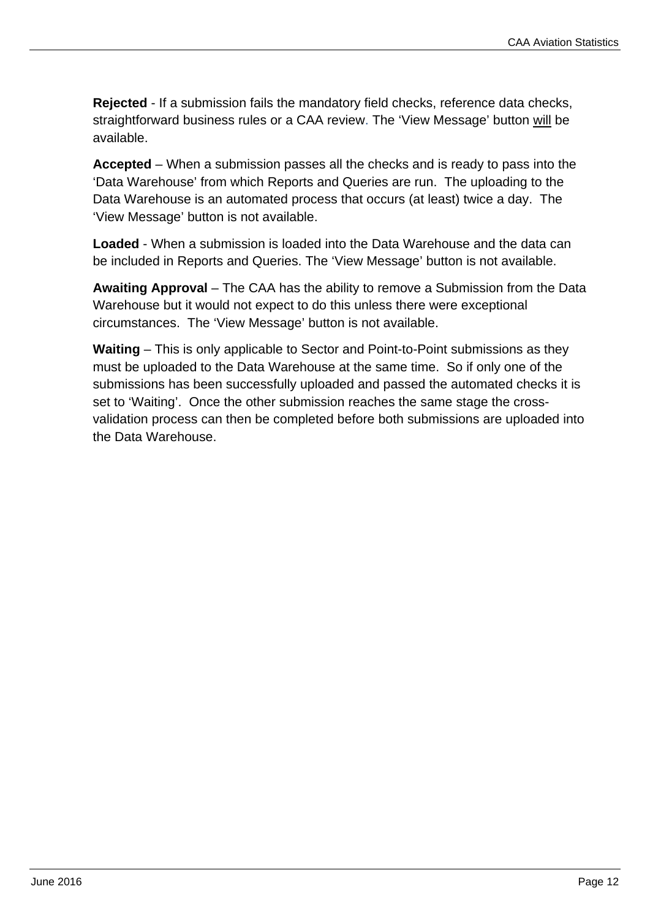**Rejected** - If a submission fails the mandatory field checks, reference data checks, straightforward business rules or a CAA review. The ‘View Message’ button <u>will</u> be available.

**Accepted** – When a submission passes all the checks and is ready to pass into the ‘Data Warehouse’ from which Reports and Queries are run. The uploading to the Data Warehouse is an automated process that occurs (at least) twice a day. The ‘View Message’ button is not available.

**Loaded** - When a submission is loaded into the Data Warehouse and the data can be included in Reports and Queries. The ‘View Message’ button is not available.

**Awaiting Approval** – The CAA has the ability to remove a Submission from the Data Warehouse but it would not expect to do this unless there were exceptional circumstances. The ‘View Message’ button is not available.

**Waiting** – This is only applicable to Sector and Point-to-Point submissions as they must be uploaded to the Data Warehouse at the same time. So if only one of the submissions has been successfully uploaded and passed the automated checks it is set to ‘Waiting’. Once the other submission reaches the same stage the cross-validation process can then be completed before both submissions are uploaded into the Data Warehouse.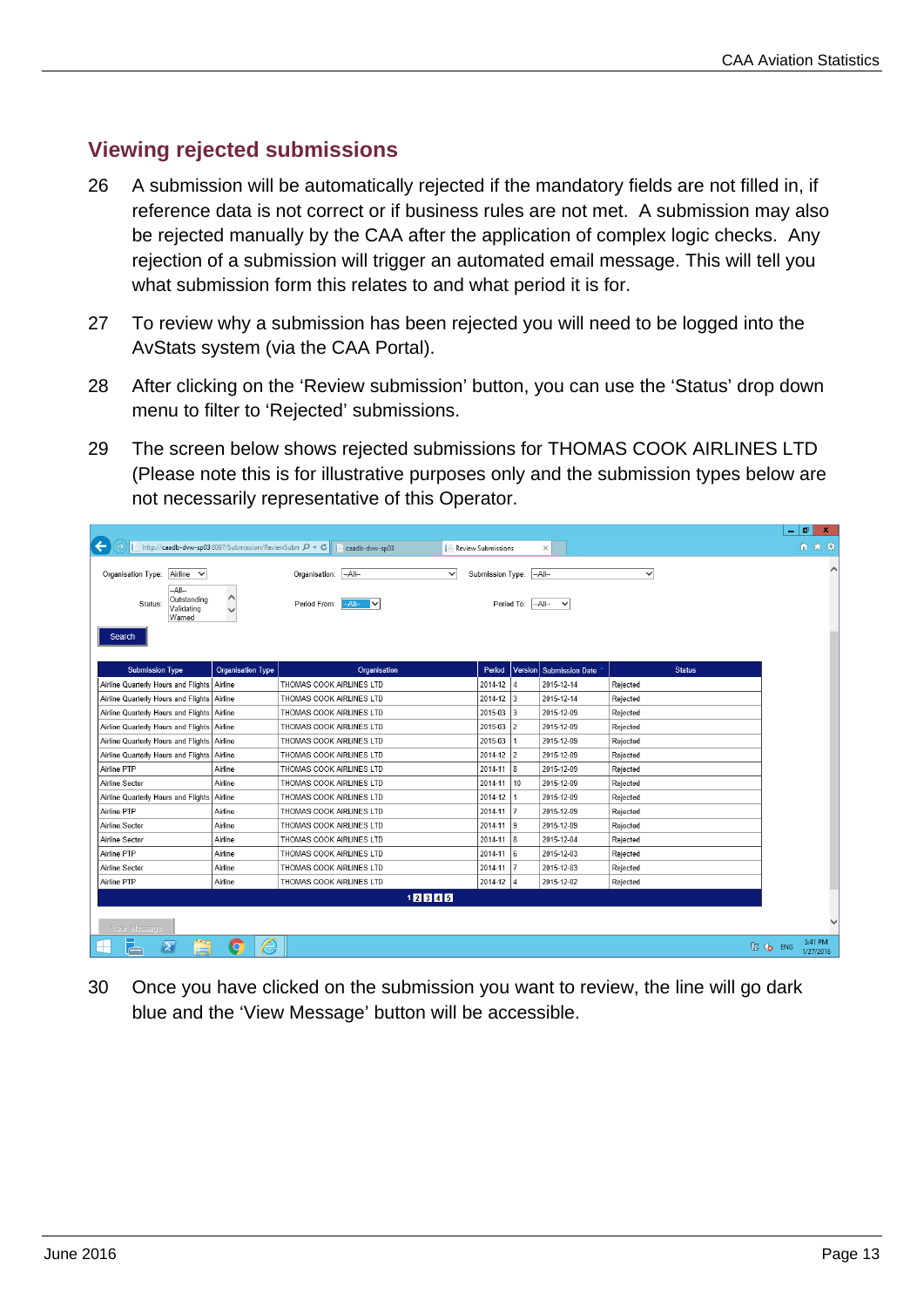## Viewing rejected submissions

26 A submission will be automatically rejected if the mandatory fields are not filled in, if reference data is not correct or if business rules are not met. A submission may also be rejected manually by the CAA after the application of complex logic checks. Any rejection of a submission will trigger an automated email message. This will tell you what submission form this relates to and what period it is for.

27 To review why a submission has been rejected you will need to be logged into the AvStats system (via the CAA Portal).

28 After clicking on the 'Review submission' button, you can use the 'Status' drop down menu to filter to 'Rejected' submissions.

29 The screen below shows rejected submissions for THOMAS COOK AIRLINES LTD (Please note this is for illustrative purposes only and the submission types below are not necessarily representative of this Operator.

| Submission Type | Organisation Type | Organisation | Period | Version | Submission Date | Status |
|---|---|---|---|---|---|---|
| Airline Quarterly Hours and Flights | Airline | THOMAS COOK AIRLINES LTD | 2014-12 | 4 | 2015-12-14 | Rejected |
| Airline Quarterly Hours and Flights | Airline | THOMAS COOK AIRLINES LTD | 2014-12 | 3 | 2015-12-14 | Rejected |
| Airline Quarterly Hours and Flights | Airline | THOMAS COOK AIRLINES LTD | 2015-03 | 3 | 2015-12-09 | Rejected |
| Airline Quarterly Hours and Flights | Airline | THOMAS COOK AIRLINES LTD | 2015-03 | 2 | 2015-12-09 | Rejected |
| Airline Quarterly Hours and Flights | Airline | THOMAS COOK AIRLINES LTD | 2015-03 | 1 | 2015-12-09 | Rejected |
| Airline Quarterly Hours and Flights | Airline | THOMAS COOK AIRLINES LTD | 2014-12 | 2 | 2015-12-09 | Rejected |
| Airline PTP | Airline | THOMAS COOK AIRLINES LTD | 2014-11 | 8 | 2015-12-09 | Rejected |
| Airline Sector | Airline | THOMAS COOK AIRLINES LTD | 2014-11 | 10 | 2015-12-09 | Rejected |
| Airline Quarterly Hours and Flights | Airline | THOMAS COOK AIRLINES LTD | 2014-12 | 1 | 2015-12-09 | Rejected |
| Airline PTP | Airline | THOMAS COOK AIRLINES LTD | 2014-11 | 7 | 2015-12-09 | Rejected |
| Airline Sector | Airline | THOMAS COOK AIRLINES LTD | 2014-11 | 9 | 2015-12-09 | Rejected |
| Airline Sector | Airline | THOMAS COOK AIRLINES LTD | 2014-11 | 8 | 2015-12-04 | Rejected |
| Airline PTP | Airline | THOMAS COOK AIRLINES LTD | 2014-11 | 6 | 2015-12-03 | Rejected |
| Airline Sector | Airline | THOMAS COOK AIRLINES LTD | 2014-11 | 7 | 2015-12-03 | Rejected |
| Airline PTP | Airline | THOMAS COOK AIRLINES LTD | 2014-12 | 4 | 2015-12-02 | Rejected |

30 Once you have clicked on the submission you want to review, the line will go dark blue and the 'View Message' button will be accessible.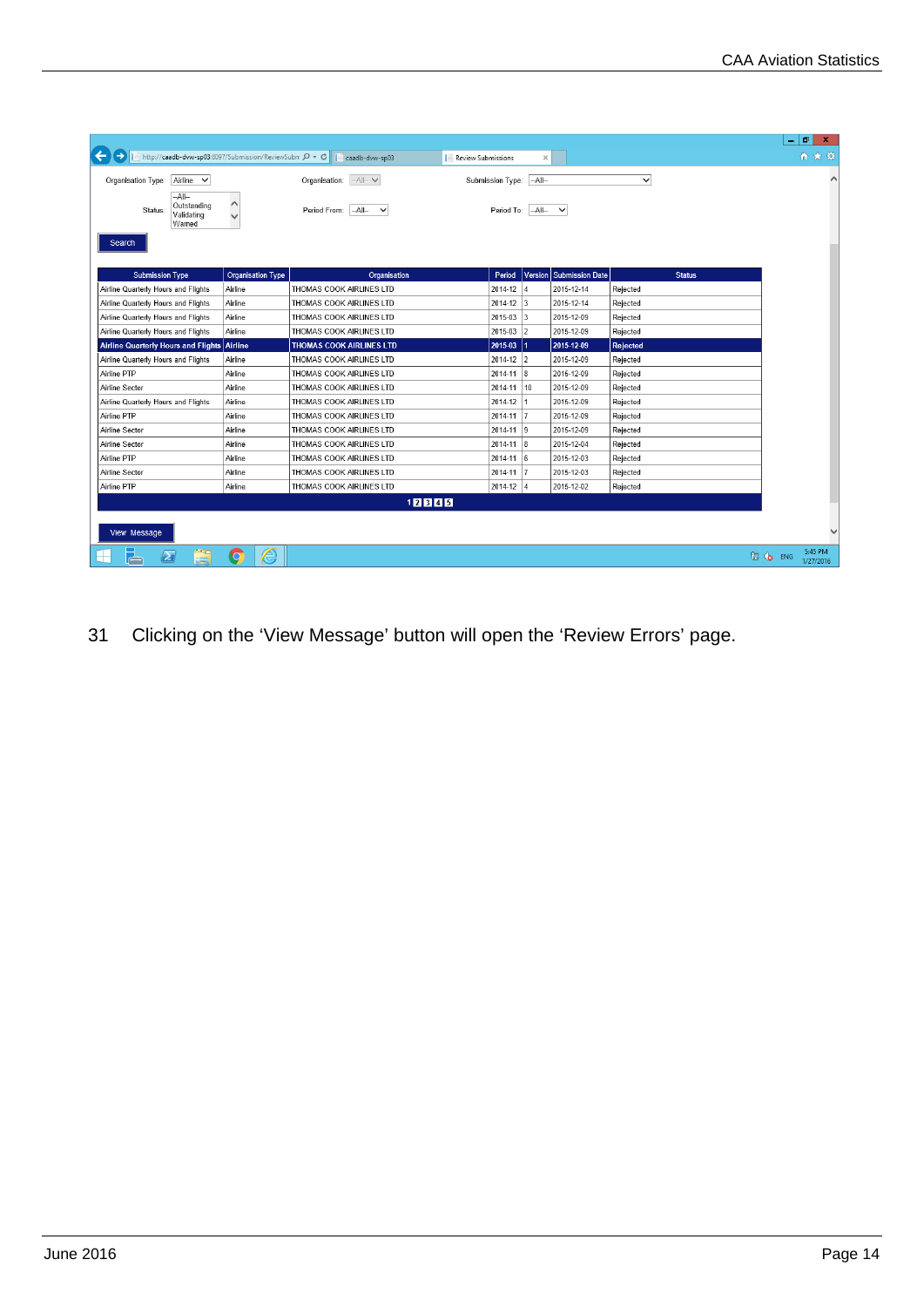| Submission Type | Organisation Type | Organisation | Period | Version | Submission Date | Status |
|---|---|---|---|---|---|---|
| Airline Quarterly Hours and Flights | Airline | THOMAS COOK AIRLINES LTD | 2014-12 | 4 | 2015-12-14 | Rejected |
| Airline Quarterly Hours and Flights | Airline | THOMAS COOK AIRLINES LTD | 2014-12 | 3 | 2015-12-14 | Rejected |
| Airline Quarterly Hours and Flights | Airline | THOMAS COOK AIRLINES LTD | 2015-03 | 3 | 2015-12-09 | Rejected |
| Airline Quarterly Hours and Flights | Airline | THOMAS COOK AIRLINES LTD | 2015-03 | 2 | 2015-12-09 | Rejected |
| Airline Quarterly Hours and Flights | Airline | THOMAS COOK AIRLINES LTD | 2015-03 | 1 | 2015-12-09 | Rejected |
| Airline Quarterly Hours and Flights | Airline | THOMAS COOK AIRLINES LTD | 2014-12 | 2 | 2015-12-09 | Rejected |
| Airline PTP | Airline | THOMAS COOK AIRLINES LTD | 2014-11 | 8 | 2015-12-09 | Rejected |
| Airline Sector | Airline | THOMAS COOK AIRLINES LTD | 2014-11 | 10 | 2015-12-09 | Rejected |
| Airline Quarterly Hours and Flights | Airline | THOMAS COOK AIRLINES LTD | 2014-12 | 1 | 2015-12-09 | Rejected |
| Airline PTP | Airline | THOMAS COOK AIRLINES LTD | 2014-11 | 7 | 2015-12-09 | Rejected |
| Airline Sector | Airline | THOMAS COOK AIRLINES LTD | 2014-11 | 9 | 2015-12-09 | Rejected |
| Airline Sector | Airline | THOMAS COOK AIRLINES LTD | 2014-11 | 8 | 2015-12-04 | Rejected |
| Airline PTP | Airline | THOMAS COOK AIRLINES LTD | 2014-11 | 6 | 2015-12-03 | Rejected |
| Airline Sector | Airline | THOMAS COOK AIRLINES LTD | 2014-11 | 7 | 2015-12-03 | Rejected |
| Airline PTP | Airline | THOMAS COOK AIRLINES LTD | 2014-12 | 4 | 2015-12-02 | Rejected |

31 Clicking on the ‘View Message’ button will open the ‘Review Errors’ page.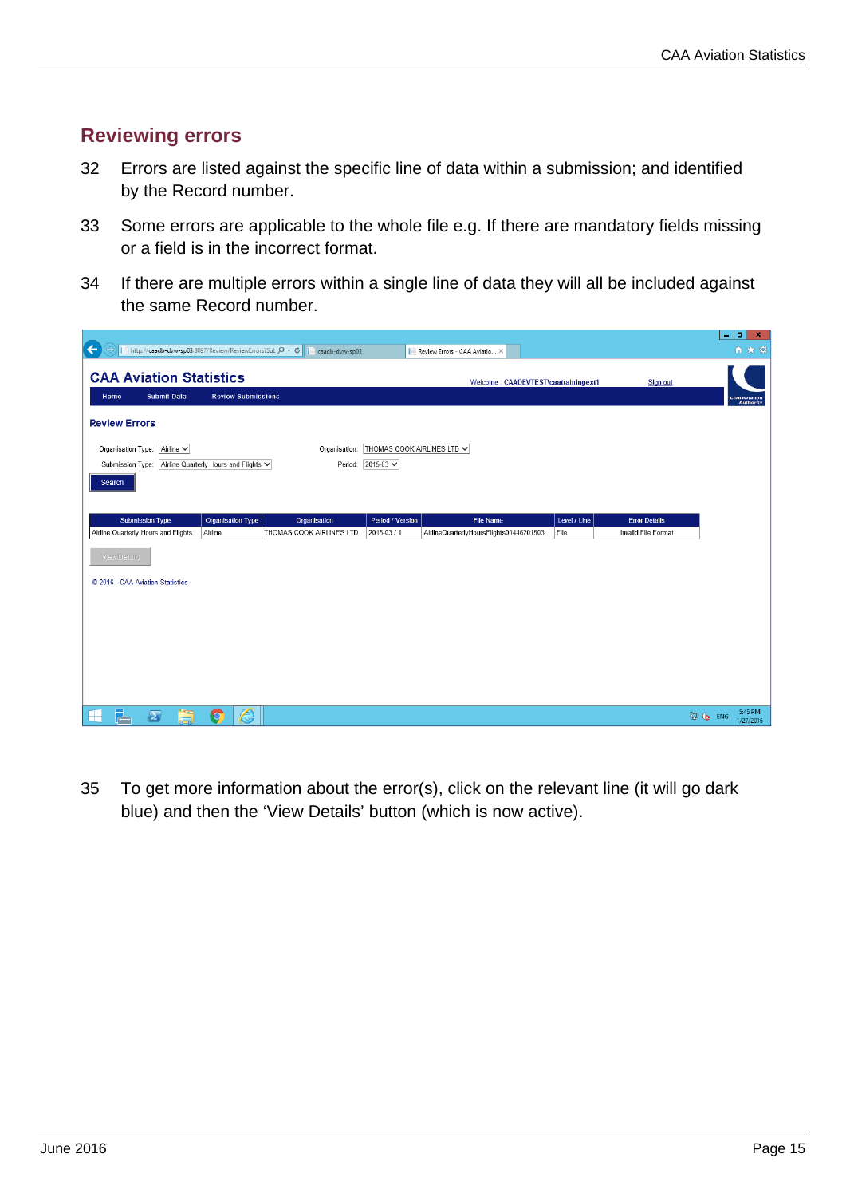## Reviewing errors

32 Errors are listed against the specific line of data within a submission; and identified by the Record number.

33 Some errors are applicable to the whole file e.g. If there are mandatory fields missing or a field is in the incorrect format.

34 If there are multiple errors within a single line of data they will all be included against the same Record number.

35 To get more information about the error(s), click on the relevant line (it will go dark blue) and then the 'View Details' button (which is now active).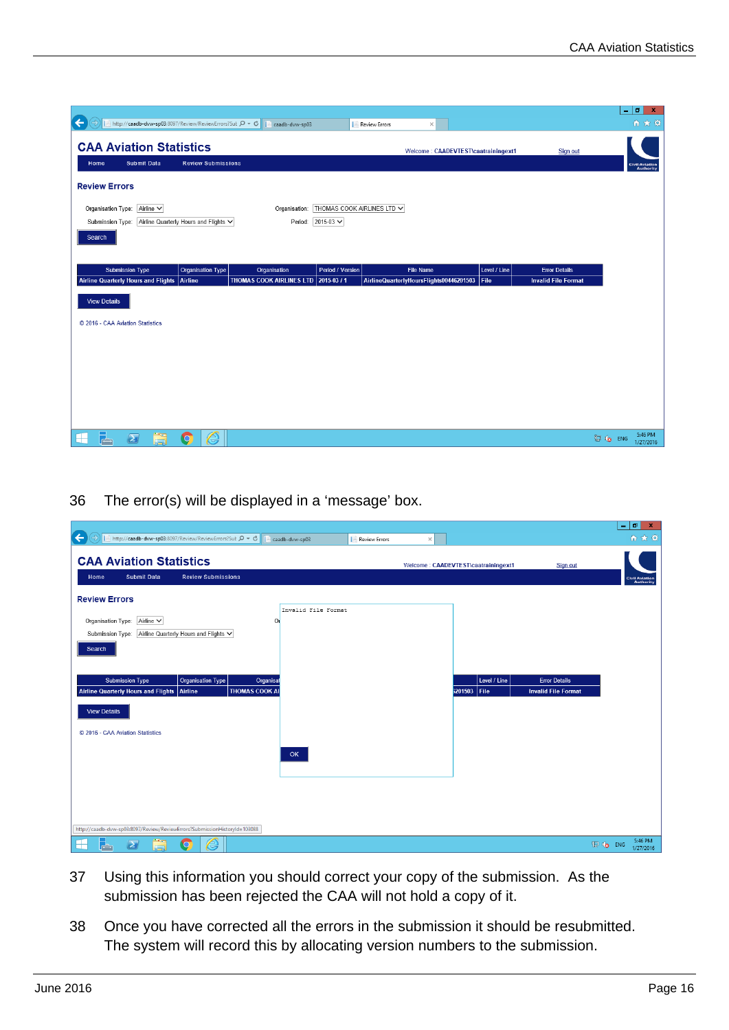36 The error(s) will be displayed in a 'message' box.

37 Using this information you should correct your copy of the submission. As the submission has been rejected the CAA will not hold a copy of it.

38 Once you have corrected all the errors in the submission it should be resubmitted. The system will record this by allocating version numbers to the submission.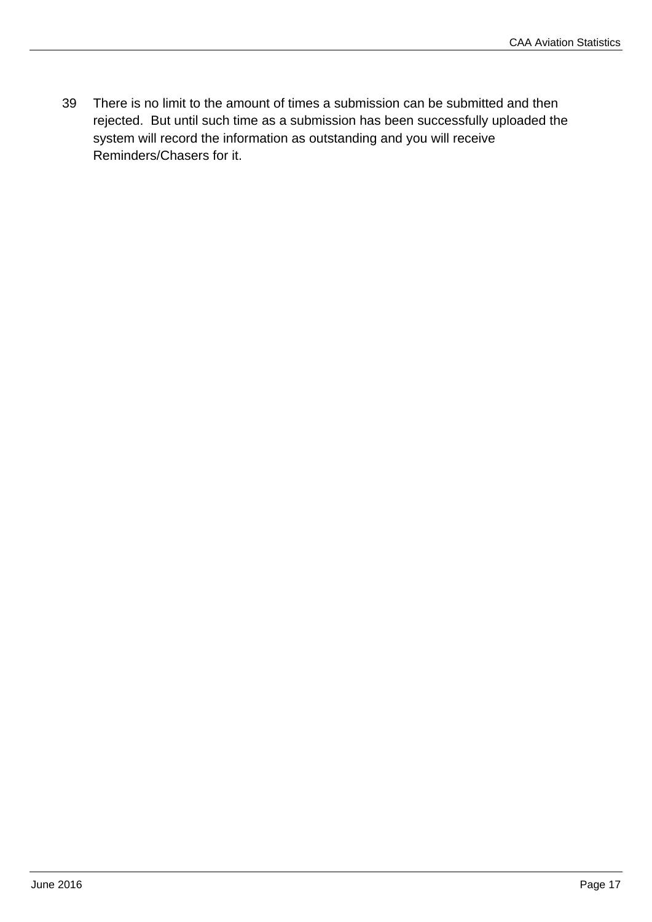39 There is no limit to the amount of times a submission can be submitted and then rejected. But until such time as a submission has been successfully uploaded the system will record the information as outstanding and you will receive Reminders/Chasers for it.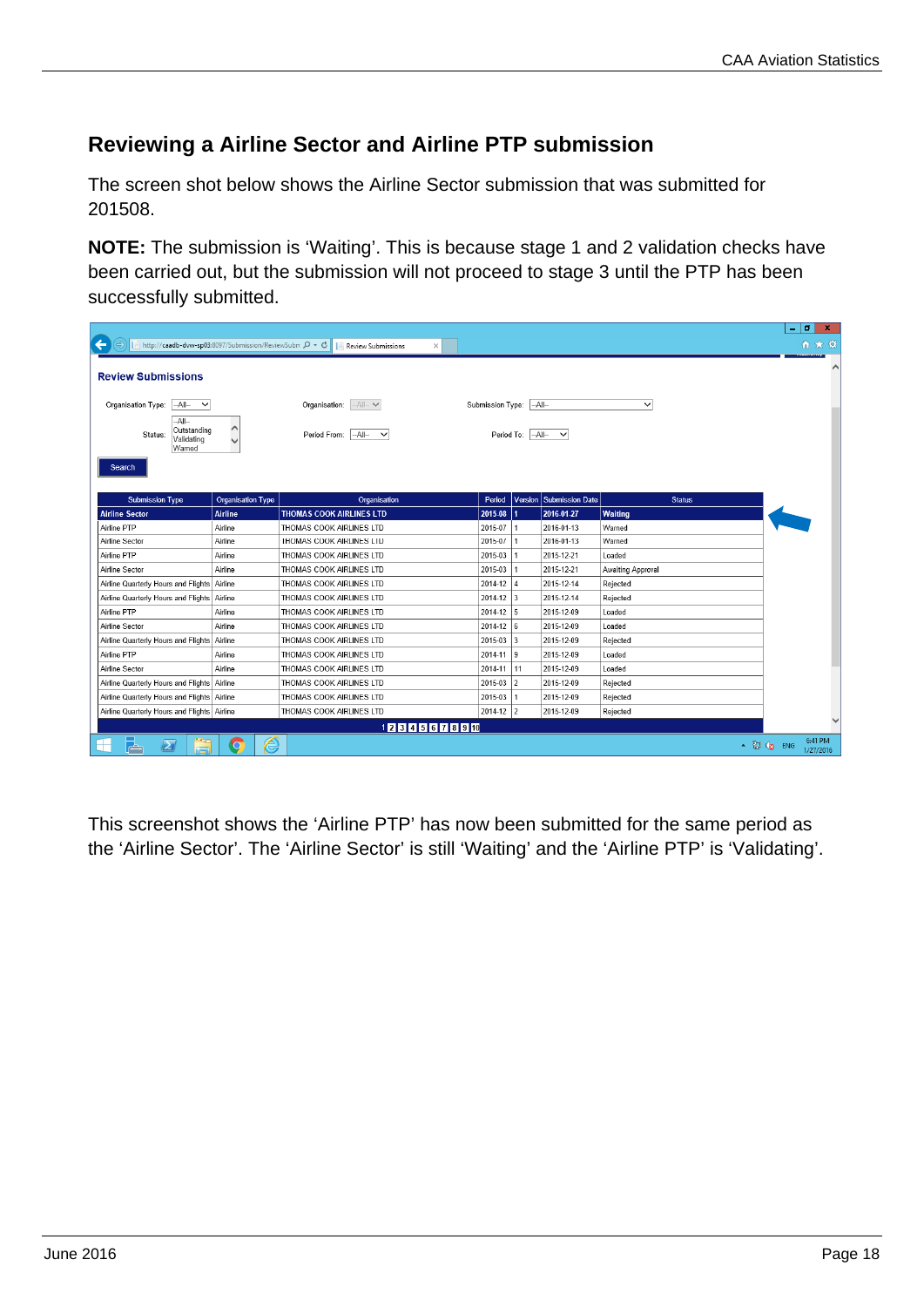## Reviewing a Airline Sector and Airline PTP submission

The screen shot below shows the Airline Sector submission that was submitted for 201508.

**NOTE:** The submission is 'Waiting'. This is because stage 1 and 2 validation checks have been carried out, but the submission will not proceed to stage 3 until the PTP has been successfully submitted.

**Review Submissions**

| Submission Type | Organisation Type | Organisation | Period | Version | Submission Date | Status |
|---|---|---|---|---|---|---|
| Airline Sector | Airline | THOMAS COOK AIRLINES LTD | 2015-08 | 1 | 2016-01-27 | Waiting |
| Airline PTP | Airline | THOMAS COOK AIRLINES LTD | 2015-07 | 1 | 2016-01-13 | Warned |
| Airline Sector | Airline | THOMAS COOK AIRLINES LTD | 2015-07 | 1 | 2016-01-13 | Warned |
| Airline PTP | Airline | THOMAS COOK AIRLINES LTD | 2015-03 | 1 | 2015-12-21 | Loaded |
| Airline Sector | Airline | THOMAS COOK AIRLINES LTD | 2015-03 | 1 | 2015-12-21 | Awaiting Approval |
| Airline Quarterly Hours and Flights | Airline | THOMAS COOK AIRLINES LTD | 2014-12 | 4 | 2015-12-14 | Rejected |
| Airline Quarterly Hours and Flights | Airline | THOMAS COOK AIRLINES LTD | 2014-12 | 3 | 2015-12-14 | Rejected |
| Airline PTP | Airline | THOMAS COOK AIRLINES LTD | 2014-12 | 5 | 2015-12-09 | Loaded |
| Airline Sector | Airline | THOMAS COOK AIRLINES LTD | 2014-12 | 6 | 2015-12-09 | Loaded |
| Airline Quarterly Hours and Flights | Airline | THOMAS COOK AIRLINES LTD | 2015-03 | 3 | 2015-12-09 | Rejected |
| Airline PTP | Airline | THOMAS COOK AIRLINES LTD | 2014-11 | 9 | 2015-12-09 | Loaded |
| Airline Sector | Airline | THOMAS COOK AIRLINES LTD | 2014-11 | 11 | 2015-12-09 | Loaded |
| Airline Quarterly Hours and Flights | Airline | THOMAS COOK AIRLINES LTD | 2015-03 | 2 | 2015-12-09 | Rejected |
| Airline Quarterly Hours and Flights | Airline | THOMAS COOK AIRLINES LTD | 2015-03 | 1 | 2015-12-09 | Rejected |
| Airline Quarterly Hours and Flights | Airline | THOMAS COOK AIRLINES LTD | 2014-12 | 2 | 2015-12-09 | Rejected |

This screenshot shows the 'Airline PTP' has now been submitted for the same period as the 'Airline Sector'. The 'Airline Sector' is still 'Waiting' and the 'Airline PTP' is 'Validating'.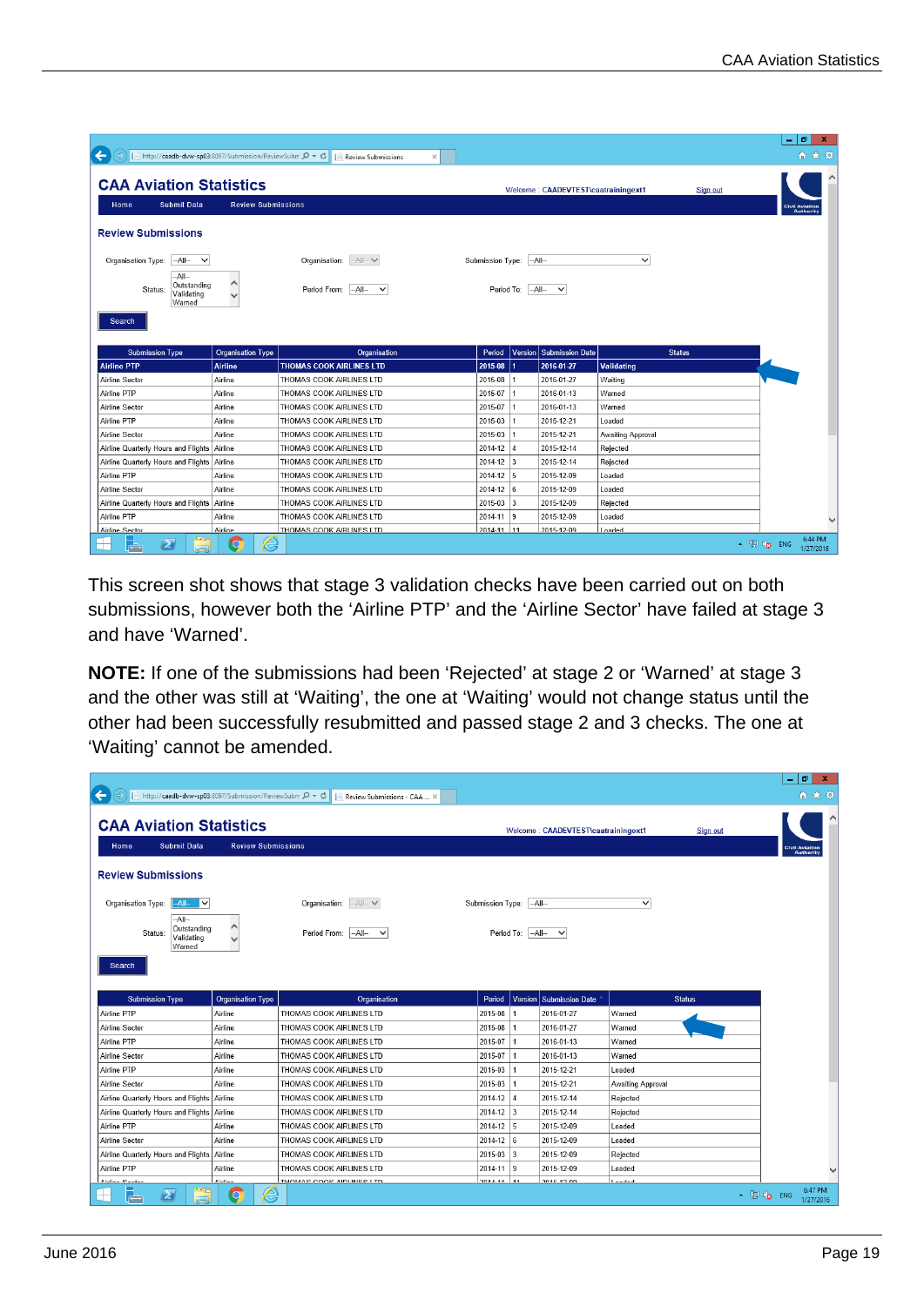This screen shot shows that stage 3 validation checks have been carried out on both submissions, however both the ‘Airline PTP’ and the ‘Airline Sector’ have failed at stage 3 and have ‘Warned’.

**NOTE:** If one of the submissions had been ‘Rejected’ at stage 2 or ‘Warned’ at stage 3 and the other was still at ‘Waiting’, the one at ‘Waiting’ would not change status until the other had been successfully resubmitted and passed stage 2 and 3 checks. The one at ‘Waiting’ cannot be amended.